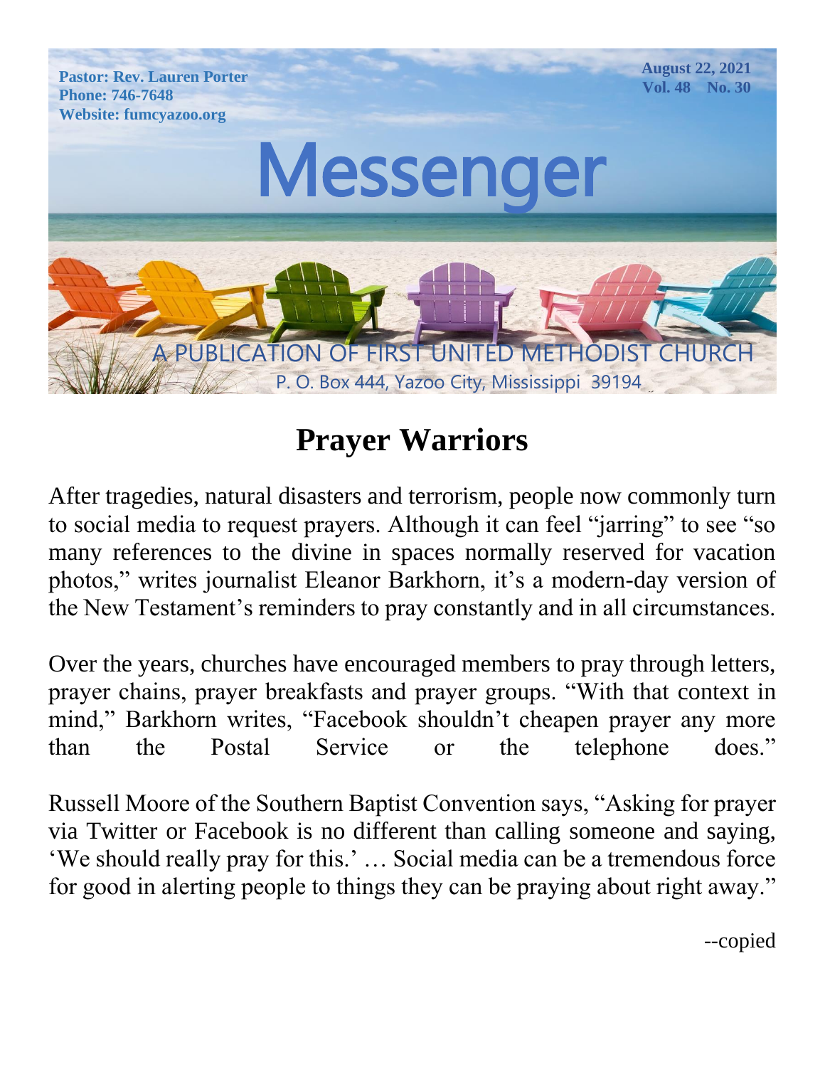Pastor: Rev. Lauren Porter
Phone: 746-7648
Website: fumcyazoo.org

August 22, 2021
Vol. 48 No. 30

# Messenger

A PUBLICATION OF FIRST UNITED METHODIST CHURCH
P. O. Box 444, Yazoo City, Mississippi 39194

## Prayer Warriors

After tragedies, natural disasters and terrorism, people now commonly turn to social media to request prayers. Although it can feel "jarring" to see "so many references to the divine in spaces normally reserved for vacation photos," writes journalist Eleanor Barkhorn, it's a modern-day version of the New Testament's reminders to pray constantly and in all circumstances.

Over the years, churches have encouraged members to pray through letters, prayer chains, prayer breakfasts and prayer groups. "With that context in mind," Barkhorn writes, "Facebook shouldn't cheapen prayer any more than the Postal Service or the telephone does."

Russell Moore of the Southern Baptist Convention says, "Asking for prayer via Twitter or Facebook is no different than calling someone and saying, 'We should really pray for this.' … Social media can be a tremendous force for good in alerting people to things they can be praying about right away."

--copied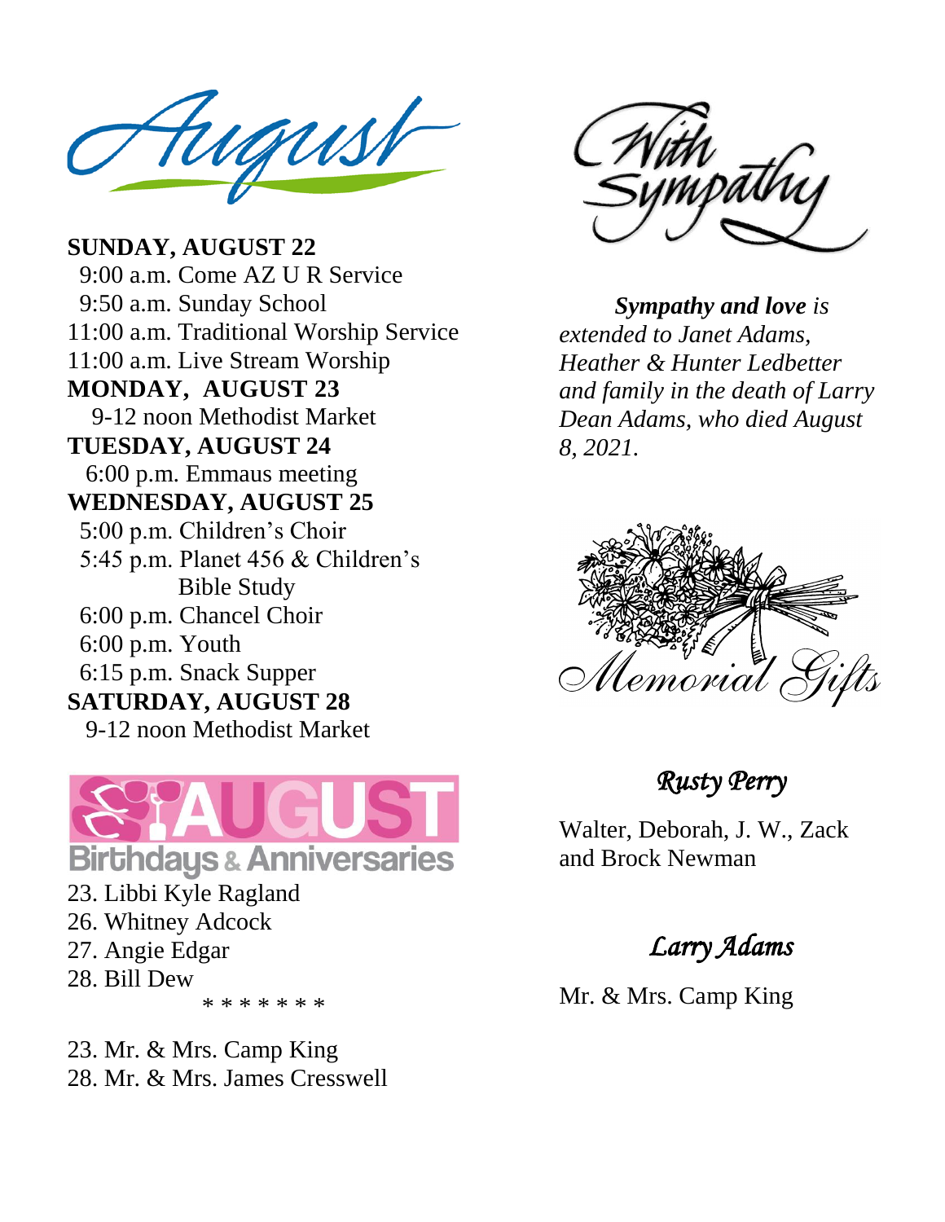# August

**SUNDAY, AUGUST 22**
9:00 a.m. Come AZ U R Service
9:50 a.m. Sunday School
11:00 a.m. Traditional Worship Service
11:00 a.m. Live Stream Worship

**MONDAY, AUGUST 23**
9-12 noon Methodist Market

**TUESDAY, AUGUST 24**
6:00 p.m. Emmaus meeting

**WEDNESDAY, AUGUST 25**
5:00 p.m. Children's Choir
5:45 p.m. Planet 456 & Children's Bible Study
6:00 p.m. Chancel Choir
6:00 p.m. Youth
6:15 p.m. Snack Supper

**SATURDAY, AUGUST 28**
9-12 noon Methodist Market

## AUGUST Birthdays & Anniversaries

23. Libbi Kyle Ragland
26. Whitney Adcock
27. Angie Edgar
28. Bill Dew

\* \* \* \* \* \* \*

23. Mr. & Mrs. Camp King
28. Mr. & Mrs. James Cresswell

## With Sympathy

***Sympathy and love*** *is extended to Janet Adams, Heather & Hunter Ledbetter and family in the death of Larry Dean Adams, who died August 8, 2021.*

## Memorial Gifts

### *Rusty Perry*

Walter, Deborah, J. W., Zack and Brock Newman

### *Larry Adams*

Mr. & Mrs. Camp King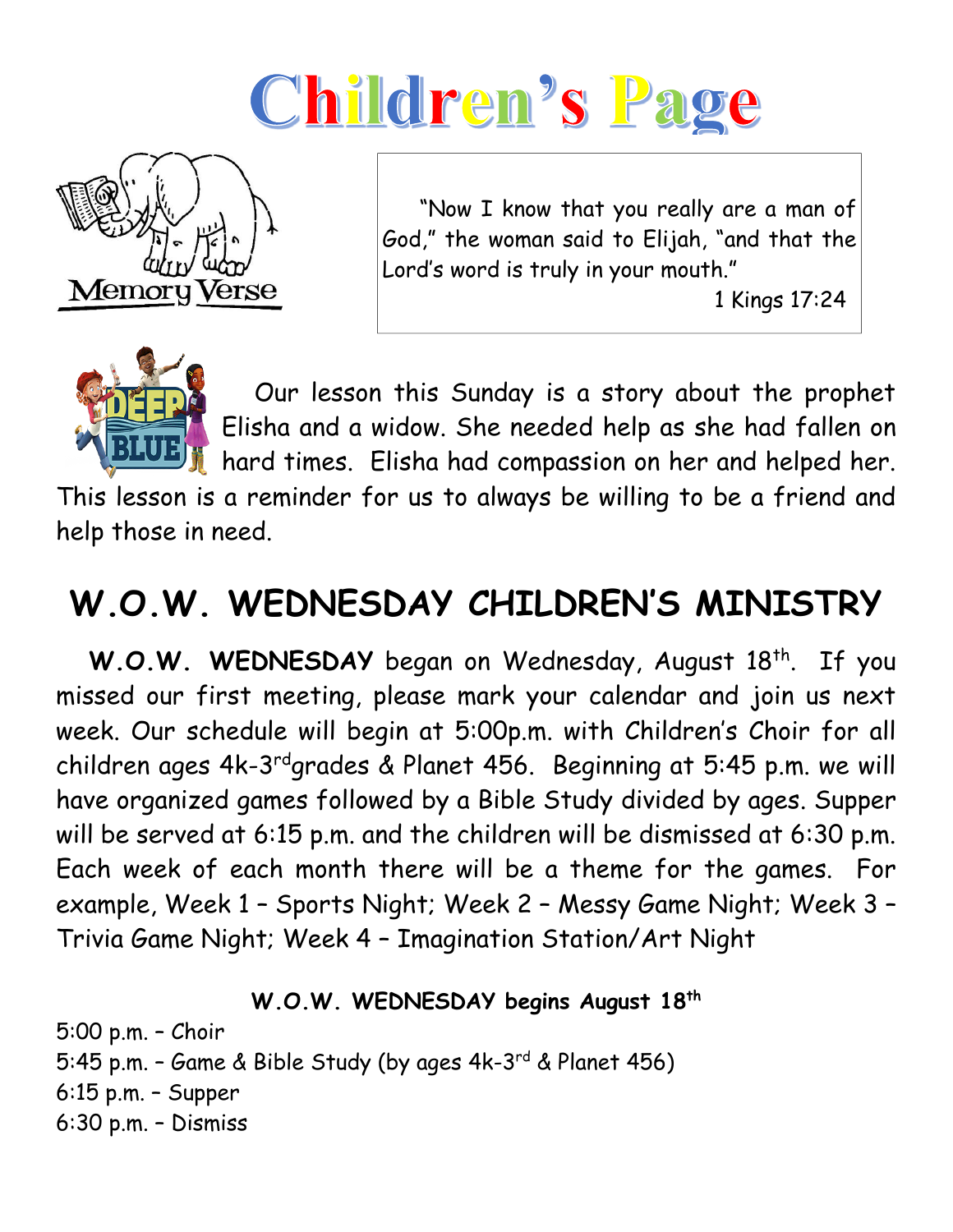# Children's Page

Memory Verse

"Now I know that you really are a man of God," the woman said to Elijah, "and that the Lord's word is truly in your mouth."
1 Kings 17:24

Our lesson this Sunday is a story about the prophet Elisha and a widow. She needed help as she had fallen on hard times. Elisha had compassion on her and helped her. This lesson is a reminder for us to always be willing to be a friend and help those in need.

## W.O.W. WEDNESDAY CHILDREN'S MINISTRY

**W.O.W. WEDNESDAY** began on Wednesday, August 18th. If you missed our first meeting, please mark your calendar and join us next week. Our schedule will begin at 5:00p.m. with Children's Choir for all children ages 4k-3rd grades & Planet 456. Beginning at 5:45 p.m. we will have organized games followed by a Bible Study divided by ages. Supper will be served at 6:15 p.m. and the children will be dismissed at 6:30 p.m. Each week of each month there will be a theme for the games. For example, Week 1 – Sports Night; Week 2 – Messy Game Night; Week 3 – Trivia Game Night; Week 4 – Imagination Station/Art Night

**W.O.W. WEDNESDAY begins August 18th**

5:00 p.m. – Choir
5:45 p.m. – Game & Bible Study (by ages 4k-3rd & Planet 456)
6:15 p.m. – Supper
6:30 p.m. – Dismiss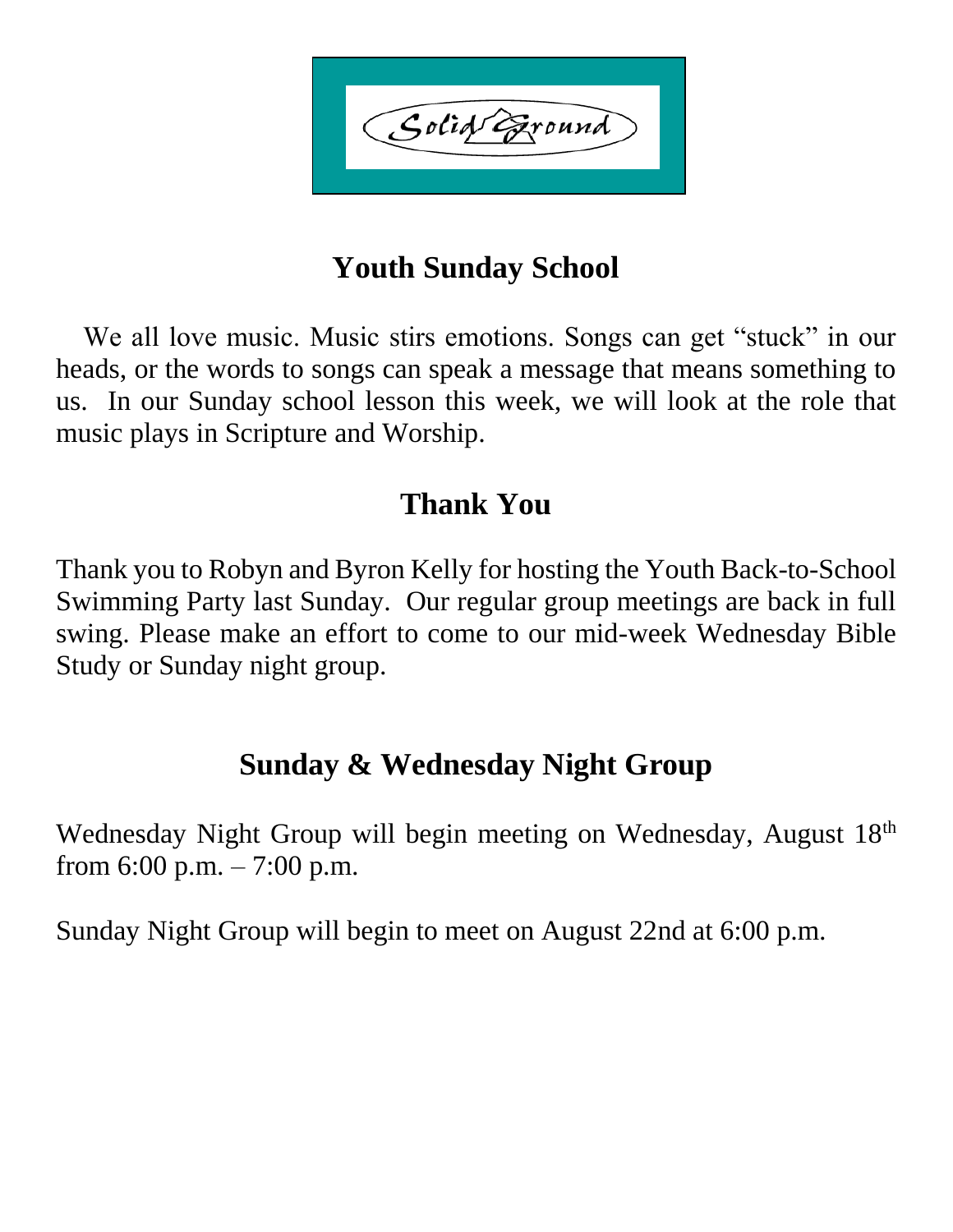Solid Ground

## Youth Sunday School

We all love music. Music stirs emotions. Songs can get "stuck" in our heads, or the words to songs can speak a message that means something to us. In our Sunday school lesson this week, we will look at the role that music plays in Scripture and Worship.

## Thank You

Thank you to Robyn and Byron Kelly for hosting the Youth Back-to-School Swimming Party last Sunday. Our regular group meetings are back in full swing. Please make an effort to come to our mid-week Wednesday Bible Study or Sunday night group.

## Sunday & Wednesday Night Group

Wednesday Night Group will begin meeting on Wednesday, August 18th from 6:00 p.m. – 7:00 p.m.

Sunday Night Group will begin to meet on August 22nd at 6:00 p.m.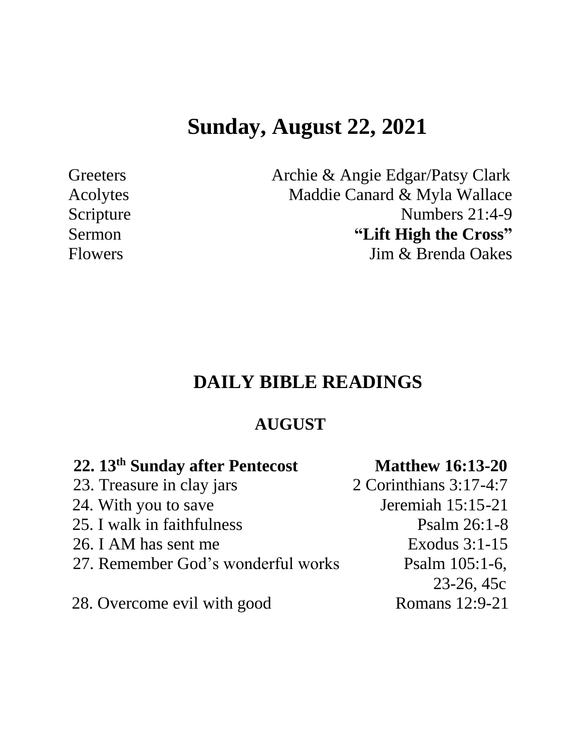# Sunday, August 22, 2021

| | |
|---|---|
| Greeters | Archie & Angie Edgar/Patsy Clark |
| Acolytes | Maddie Canard & Myla Wallace |
| Scripture | Numbers 21:4-9 |
| Sermon | **"Lift High the Cross"** |
| Flowers | Jim & Brenda Oakes |

## DAILY BIBLE READINGS

### AUGUST

| | |
|---|---|
| **22. 13th Sunday after Pentecost** | **Matthew 16:13-20** |
| 23. Treasure in clay jars | 2 Corinthians 3:17-4:7 |
| 24. With you to save | Jeremiah 15:15-21 |
| 25. I walk in faithfulness | Psalm 26:1-8 |
| 26. I AM has sent me | Exodus 3:1-15 |
| 27. Remember God's wonderful works | Psalm 105:1-6, 23-26, 45c |
| 28. Overcome evil with good | Romans 12:9-21 |